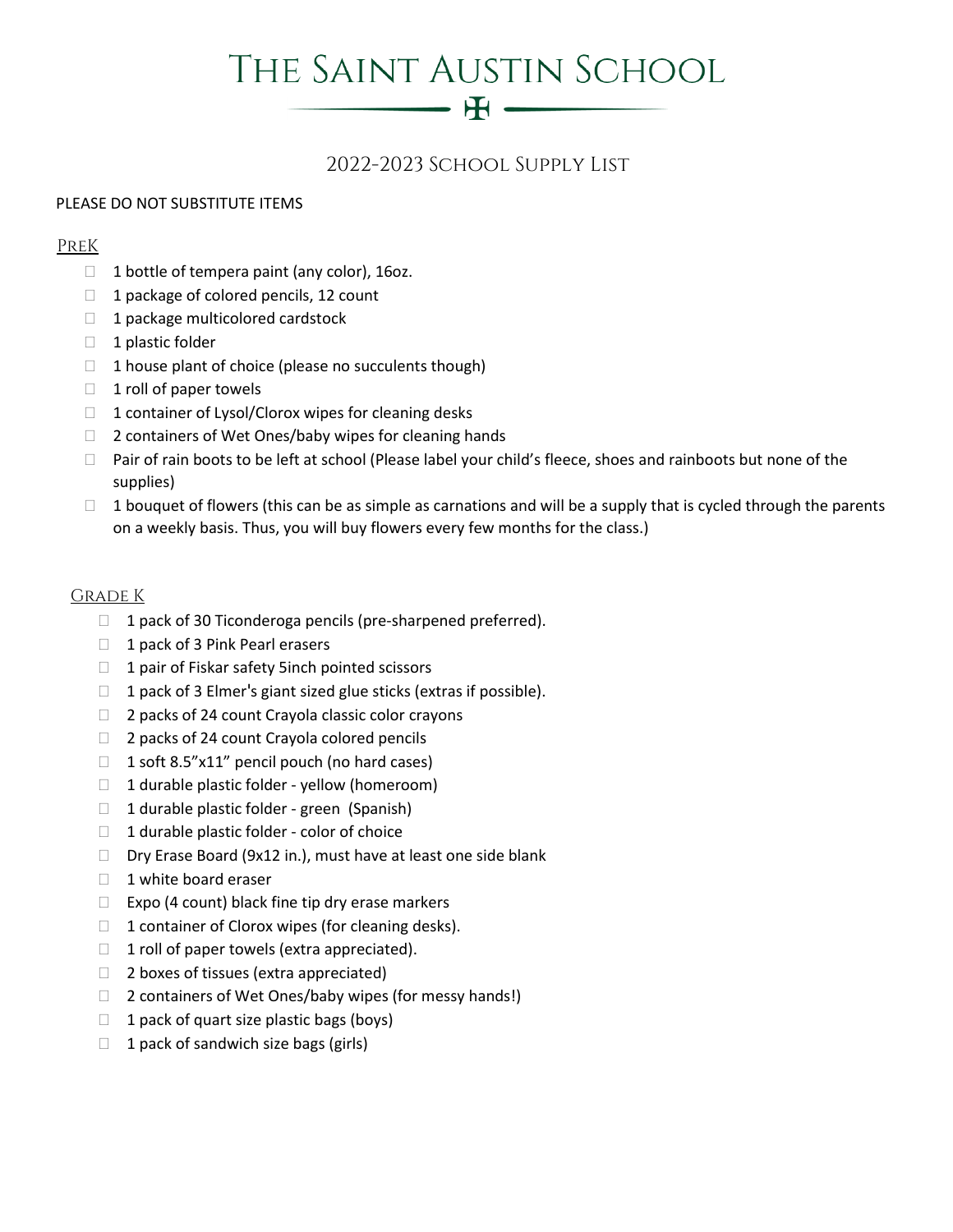# The Saint Austin School

## 2022-2023 School Supply List

PLEASE DO NOT SUBSTITUTE ITEMS

### PreK

- 1 bottle of tempera paint (any color), 16oz.
- 1 package of colored pencils, 12 count
- 1 package multicolored cardstock
- 1 plastic folder
- 1 house plant of choice (please no succulents though)
- 1 roll of paper towels
- 1 container of Lysol/Clorox wipes for cleaning desks
- 2 containers of Wet Ones/baby wipes for cleaning hands
- Pair of rain boots to be left at school (Please label your child's fleece, shoes and rainboots but none of the supplies)
- 1 bouquet of flowers (this can be as simple as carnations and will be a supply that is cycled through the parents on a weekly basis. Thus, you will buy flowers every few months for the class.)

### Grade K

- 1 pack of 30 Ticonderoga pencils (pre-sharpened preferred).
- 1 pack of 3 Pink Pearl erasers
- 1 pair of Fiskar safety 5inch pointed scissors
- 1 pack of 3 Elmer's giant sized glue sticks (extras if possible).
- 2 packs of 24 count Crayola classic color crayons
- 2 packs of 24 count Crayola colored pencils
- 1 soft 8.5"x11" pencil pouch (no hard cases)
- 1 durable plastic folder - yellow (homeroom)
- 1 durable plastic folder - green (Spanish)
- 1 durable plastic folder - color of choice
- Dry Erase Board (9x12 in.), must have at least one side blank
- 1 white board eraser
- Expo (4 count) black fine tip dry erase markers
- 1 container of Clorox wipes (for cleaning desks).
- 1 roll of paper towels (extra appreciated).
- 2 boxes of tissues (extra appreciated)
- 2 containers of Wet Ones/baby wipes (for messy hands!)
- 1 pack of quart size plastic bags (boys)
- 1 pack of sandwich size bags (girls)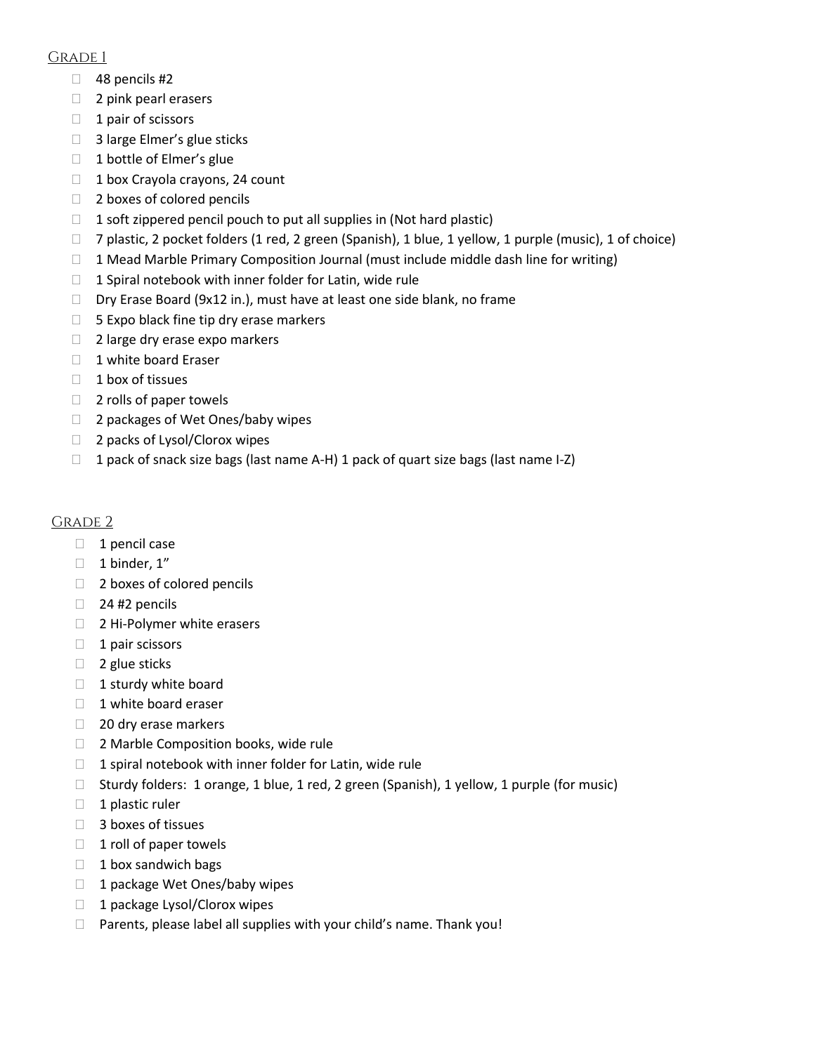## Grade 1

- 48 pencils #2
- 2 pink pearl erasers
- 1 pair of scissors
- 3 large Elmer's glue sticks
- 1 bottle of Elmer's glue
- 1 box Crayola crayons, 24 count
- 2 boxes of colored pencils
- 1 soft zippered pencil pouch to put all supplies in (Not hard plastic)
- 7 plastic, 2 pocket folders (1 red, 2 green (Spanish), 1 blue, 1 yellow, 1 purple (music), 1 of choice)
- 1 Mead Marble Primary Composition Journal (must include middle dash line for writing)
- 1 Spiral notebook with inner folder for Latin, wide rule
- Dry Erase Board (9x12 in.), must have at least one side blank, no frame
- 5 Expo black fine tip dry erase markers
- 2 large dry erase expo markers
- 1 white board Eraser
- 1 box of tissues
- 2 rolls of paper towels
- 2 packages of Wet Ones/baby wipes
- 2 packs of Lysol/Clorox wipes
- 1 pack of snack size bags (last name A-H) 1 pack of quart size bags (last name I-Z)

## Grade 2

- 1 pencil case
- 1 binder, 1"
- 2 boxes of colored pencils
- 24 #2 pencils
- 2 Hi-Polymer white erasers
- 1 pair scissors
- 2 glue sticks
- 1 sturdy white board
- 1 white board eraser
- 20 dry erase markers
- 2 Marble Composition books, wide rule
- 1 spiral notebook with inner folder for Latin, wide rule
- Sturdy folders: 1 orange, 1 blue, 1 red, 2 green (Spanish), 1 yellow, 1 purple (for music)
- 1 plastic ruler
- 3 boxes of tissues
- 1 roll of paper towels
- 1 box sandwich bags
- 1 package Wet Ones/baby wipes
- 1 package Lysol/Clorox wipes
- Parents, please label all supplies with your child's name. Thank you!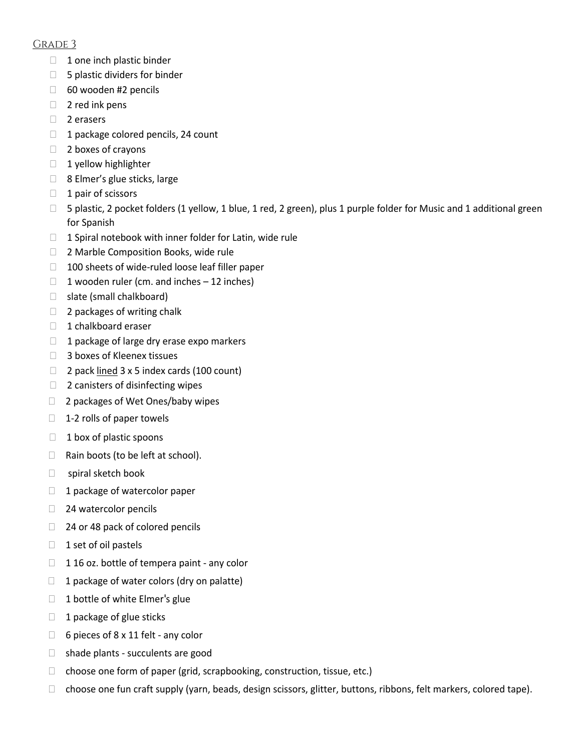## Grade 3

- 1 one inch plastic binder
- 5 plastic dividers for binder
- 60 wooden #2 pencils
- 2 red ink pens
- 2 erasers
- 1 package colored pencils, 24 count
- 2 boxes of crayons
- 1 yellow highlighter
- 8 Elmer's glue sticks, large
- 1 pair of scissors
- 5 plastic, 2 pocket folders (1 yellow, 1 blue, 1 red, 2 green), plus 1 purple folder for Music and 1 additional green for Spanish
- 1 Spiral notebook with inner folder for Latin, wide rule
- 2 Marble Composition Books, wide rule
- 100 sheets of wide-ruled loose leaf filler paper
- 1 wooden ruler (cm. and inches – 12 inches)
- slate (small chalkboard)
- 2 packages of writing chalk
- 1 chalkboard eraser
- 1 package of large dry erase expo markers
- 3 boxes of Kleenex tissues
- 2 pack <u>lined</u> 3 x 5 index cards (100 count)
- 2 canisters of disinfecting wipes
- 2 packages of Wet Ones/baby wipes
- 1-2 rolls of paper towels
- 1 box of plastic spoons
- Rain boots (to be left at school).
- spiral sketch book
- 1 package of watercolor paper
- 24 watercolor pencils
- 24 or 48 pack of colored pencils
- 1 set of oil pastels
- 1 16 oz. bottle of tempera paint - any color
- 1 package of water colors (dry on palatte)
- 1 bottle of white Elmer's glue
- 1 package of glue sticks
- 6 pieces of 8 x 11 felt - any color
- shade plants - succulents are good
- choose one form of paper (grid, scrapbooking, construction, tissue, etc.)
- choose one fun craft supply (yarn, beads, design scissors, glitter, buttons, ribbons, felt markers, colored tape).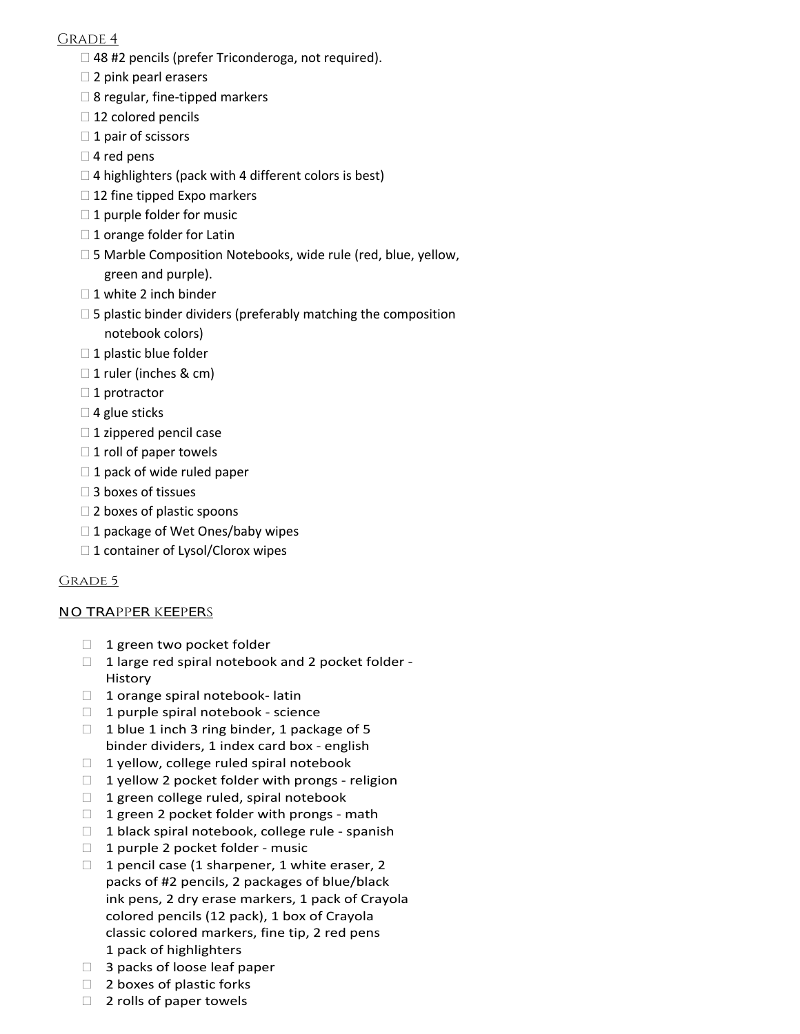## Grade 4

- ☐ 48 #2 pencils (prefer Triconderoga, not required).
- ☐ 2 pink pearl erasers
- ☐ 8 regular, fine-tipped markers
- ☐ 12 colored pencils
- ☐ 1 pair of scissors
- ☐ 4 red pens
- ☐ 4 highlighters (pack with 4 different colors is best)
- ☐ 12 fine tipped Expo markers
- ☐ 1 purple folder for music
- ☐ 1 orange folder for Latin
- ☐ 5 Marble Composition Notebooks, wide rule (red, blue, yellow, green and purple).
- ☐ 1 white 2 inch binder
- ☐ 5 plastic binder dividers (preferably matching the composition notebook colors)
- ☐ 1 plastic blue folder
- ☐ 1 ruler (inches & cm)
- ☐ 1 protractor
- ☐ 4 glue sticks
- ☐ 1 zippered pencil case
- ☐ 1 roll of paper towels
- ☐ 1 pack of wide ruled paper
- ☐ 3 boxes of tissues
- ☐ 2 boxes of plastic spoons
- ☐ 1 package of Wet Ones/baby wipes
- ☐ 1 container of Lysol/Clorox wipes

## Grade 5

NO TRAPPER KEEPERS

- ☐ 1 green two pocket folder
- ☐ 1 large red spiral notebook and 2 pocket folder - History
- ☐ 1 orange spiral notebook- latin
- ☐ 1 purple spiral notebook - science
- ☐ 1 blue 1 inch 3 ring binder, 1 package of 5 binder dividers, 1 index card box - english
- ☐ 1 yellow, college ruled spiral notebook
- ☐ 1 yellow 2 pocket folder with prongs - religion
- ☐ 1 green college ruled, spiral notebook
- ☐ 1 green 2 pocket folder with prongs - math
- ☐ 1 black spiral notebook, college rule - spanish
- ☐ 1 purple 2 pocket folder - music
- ☐ 1 pencil case (1 sharpener, 1 white eraser, 2 packs of #2 pencils, 2 packages of blue/black ink pens, 2 dry erase markers, 1 pack of Crayola colored pencils (12 pack), 1 box of Crayola classic colored markers, fine tip, 2 red pens 1 pack of highlighters
- ☐ 3 packs of loose leaf paper
- ☐ 2 boxes of plastic forks
- ☐ 2 rolls of paper towels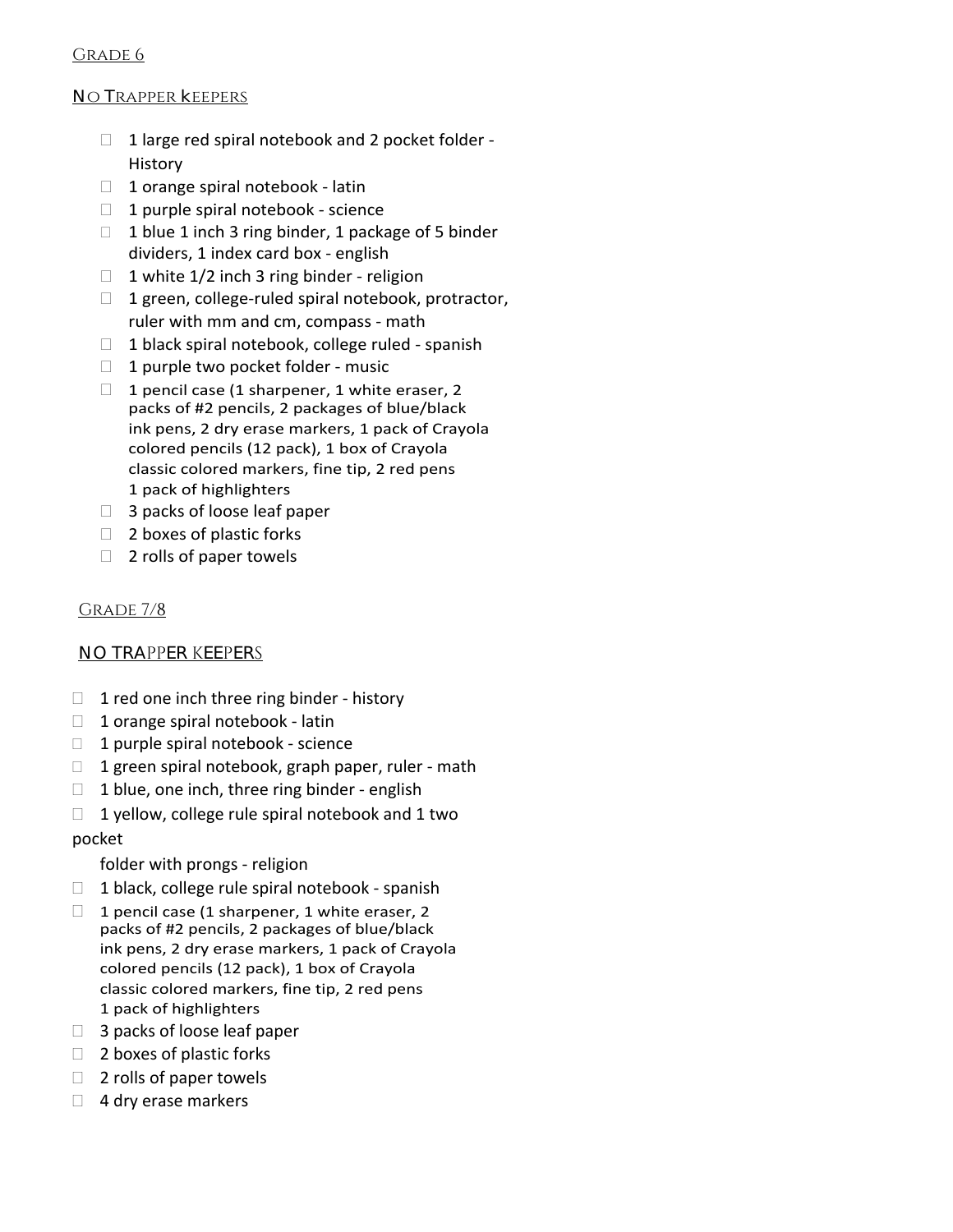## Grade 6

### No Trapper keepers

- 1 large red spiral notebook and 2 pocket folder - History
- 1 orange spiral notebook - latin
- 1 purple spiral notebook - science
- 1 blue 1 inch 3 ring binder, 1 package of 5 binder dividers, 1 index card box - english
- 1 white 1/2 inch 3 ring binder - religion
- 1 green, college-ruled spiral notebook, protractor, ruler with mm and cm, compass - math
- 1 black spiral notebook, college ruled - spanish
- 1 purple two pocket folder - music
- 1 pencil case (1 sharpener, 1 white eraser, 2 packs of #2 pencils, 2 packages of blue/black ink pens, 2 dry erase markers, 1 pack of Crayola colored pencils (12 pack), 1 box of Crayola classic colored markers, fine tip, 2 red pens 1 pack of highlighters
- 3 packs of loose leaf paper
- 2 boxes of plastic forks
- 2 rolls of paper towels

## Grade 7/8

### NO TRAPPER KEEPERS

- 1 red one inch three ring binder - history
- 1 orange spiral notebook - latin
- 1 purple spiral notebook - science
- 1 green spiral notebook, graph paper, ruler - math
- 1 blue, one inch, three ring binder - english
- 1 yellow, college rule spiral notebook and 1 two pocket folder with prongs - religion
- 1 black, college rule spiral notebook - spanish
- 1 pencil case (1 sharpener, 1 white eraser, 2 packs of #2 pencils, 2 packages of blue/black ink pens, 2 dry erase markers, 1 pack of Crayola colored pencils (12 pack), 1 box of Crayola classic colored markers, fine tip, 2 red pens 1 pack of highlighters
- 3 packs of loose leaf paper
- 2 boxes of plastic forks
- 2 rolls of paper towels
- 4 dry erase markers